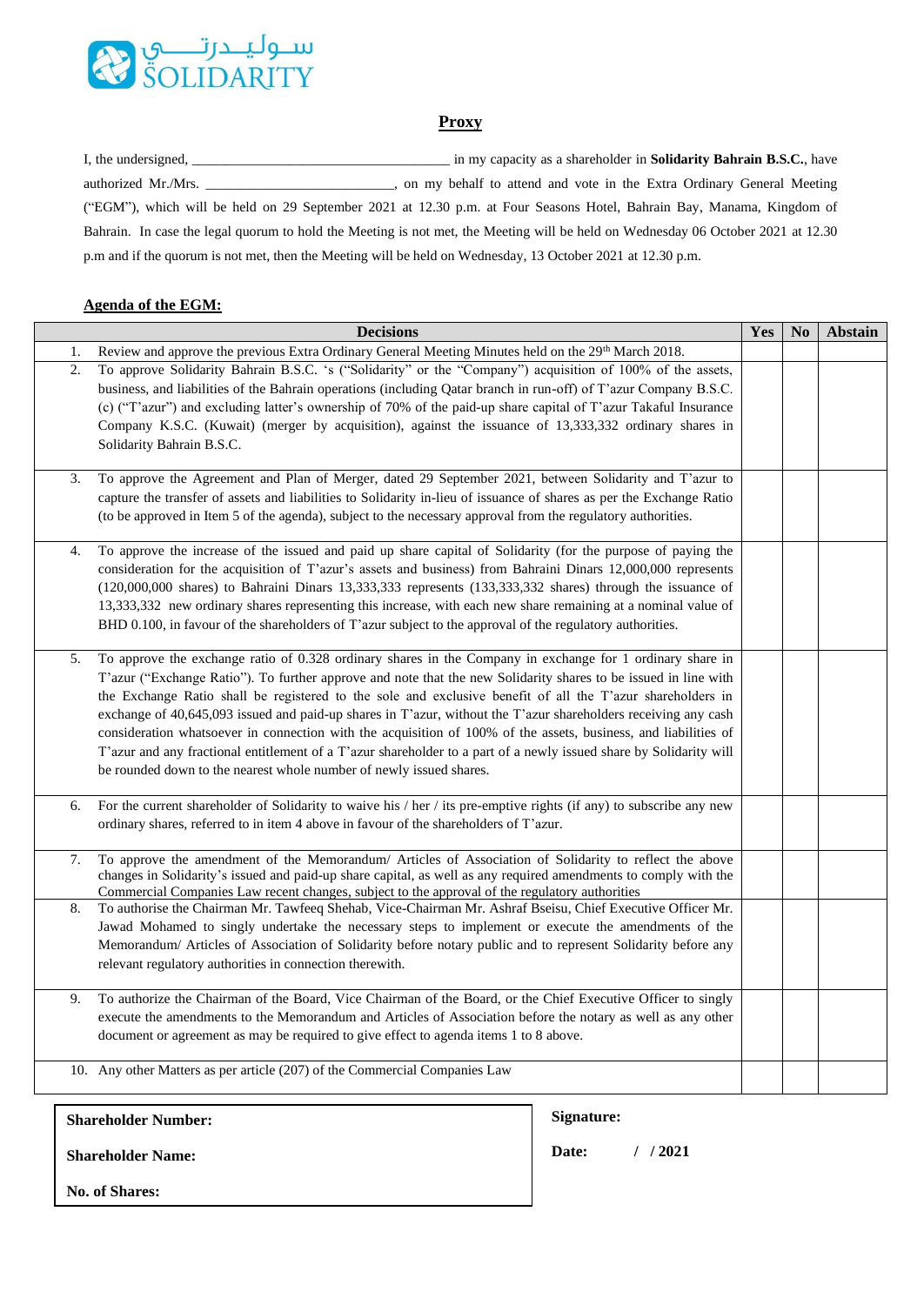سوليدرتي
SOLIDARITY

## Proxy

I, the undersigned, ____________________________________ in my capacity as a shareholder in **Solidarity Bahrain B.S.C.**, have authorized Mr./Mrs. ___________________________, on my behalf to attend and vote in the Extra Ordinary General Meeting ("EGM"), which will be held on 29 September 2021 at 12.30 p.m. at Four Seasons Hotel, Bahrain Bay, Manama, Kingdom of Bahrain. In case the legal quorum to hold the Meeting is not met, the Meeting will be held on Wednesday 06 October 2021 at 12.30 p.m and if the quorum is not met, then the Meeting will be held on Wednesday, 13 October 2021 at 12.30 p.m.

### Agenda of the EGM:

| Decisions | Yes | No | Abstain |
|---|---|---|---|
| 1. Review and approve the previous Extra Ordinary General Meeting Minutes held on the 29th March 2018. | | | |
| 2. To approve Solidarity Bahrain B.S.C. 's ("Solidarity" or the "Company") acquisition of 100% of the assets, business, and liabilities of the Bahrain operations (including Qatar branch in run-off) of T'azur Company B.S.C. (c) ("T'azur") and excluding latter's ownership of 70% of the paid-up share capital of T'azur Takaful Insurance Company K.S.C. (Kuwait) (merger by acquisition), against the issuance of 13,333,332 ordinary shares in Solidarity Bahrain B.S.C. | | | |
| 3. To approve the Agreement and Plan of Merger, dated 29 September 2021, between Solidarity and T'azur to capture the transfer of assets and liabilities to Solidarity in-lieu of issuance of shares as per the Exchange Ratio (to be approved in Item 5 of the agenda), subject to the necessary approval from the regulatory authorities. | | | |
| 4. To approve the increase of the issued and paid up share capital of Solidarity (for the purpose of paying the consideration for the acquisition of T'azur's assets and business) from Bahraini Dinars 12,000,000 represents (120,000,000 shares) to Bahraini Dinars 13,333,333 represents (133,333,332 shares) through the issuance of 13,333,332 new ordinary shares representing this increase, with each new share remaining at a nominal value of BHD 0.100, in favour of the shareholders of T'azur subject to the approval of the regulatory authorities. | | | |
| 5. To approve the exchange ratio of 0.328 ordinary shares in the Company in exchange for 1 ordinary share in T'azur ("Exchange Ratio"). To further approve and note that the new Solidarity shares to be issued in line with the Exchange Ratio shall be registered to the sole and exclusive benefit of all the T'azur shareholders in exchange of 40,645,093 issued and paid-up shares in T'azur, without the T'azur shareholders receiving any cash consideration whatsoever in connection with the acquisition of 100% of the assets, business, and liabilities of T'azur and any fractional entitlement of a T'azur shareholder to a part of a newly issued share by Solidarity will be rounded down to the nearest whole number of newly issued shares. | | | |
| 6. For the current shareholder of Solidarity to waive his / her / its pre-emptive rights (if any) to subscribe any new ordinary shares, referred to in item 4 above in favour of the shareholders of T'azur. | | | |
| 7. To approve the amendment of the Memorandum/ Articles of Association of Solidarity to reflect the above changes in Solidarity's issued and paid-up share capital, as well as any required amendments to comply with the Commercial Companies Law recent changes, subject to the approval of the regulatory authorities | | | |
| 8. To authorise the Chairman Mr. Tawfeeq Shehab, Vice-Chairman Mr. Ashraf Bseisu, Chief Executive Officer Mr. Jawad Mohamed to singly undertake the necessary steps to implement or execute the amendments of the Memorandum/ Articles of Association of Solidarity before notary public and to represent Solidarity before any relevant regulatory authorities in connection therewith. | | | |
| 9. To authorize the Chairman of the Board, Vice Chairman of the Board, or the Chief Executive Officer to singly execute the amendments to the Memorandum and Articles of Association before the notary as well as any other document or agreement as may be required to give effect to agenda items 1 to 8 above. | | | |
| 10. Any other Matters as per article (207) of the Commercial Companies Law | | | |

**Shareholder Number:**

**Shareholder Name:**

**No. of Shares:**

**Signature:**

**Date:** / / 2021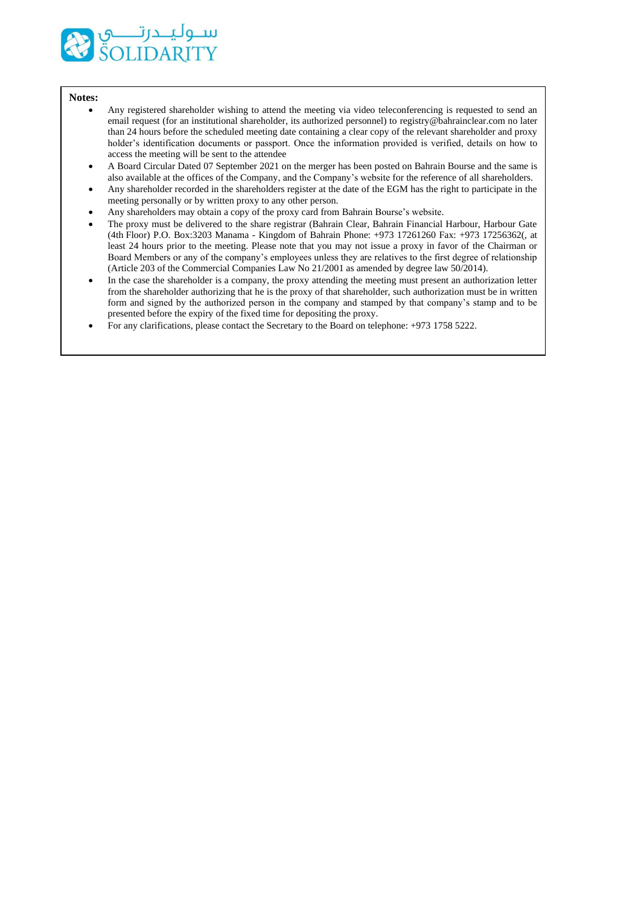**Notes:**

- Any registered shareholder wishing to attend the meeting via video teleconferencing is requested to send an email request (for an institutional shareholder, its authorized personnel) to registry@bahrainclear.com no later than 24 hours before the scheduled meeting date containing a clear copy of the relevant shareholder and proxy holder's identification documents or passport. Once the information provided is verified, details on how to access the meeting will be sent to the attendee
- A Board Circular Dated 07 September 2021 on the merger has been posted on Bahrain Bourse and the same is also available at the offices of the Company, and the Company's website for the reference of all shareholders.
- Any shareholder recorded in the shareholders register at the date of the EGM has the right to participate in the meeting personally or by written proxy to any other person.
- Any shareholders may obtain a copy of the proxy card from Bahrain Bourse's website.
- The proxy must be delivered to the share registrar (Bahrain Clear, Bahrain Financial Harbour, Harbour Gate (4th Floor) P.O. Box:3203 Manama - Kingdom of Bahrain Phone: +973 17261260 Fax: +973 17256362(, at least 24 hours prior to the meeting. Please note that you may not issue a proxy in favor of the Chairman or Board Members or any of the company's employees unless they are relatives to the first degree of relationship (Article 203 of the Commercial Companies Law No 21/2001 as amended by degree law 50/2014).
- In the case the shareholder is a company, the proxy attending the meeting must present an authorization letter from the shareholder authorizing that he is the proxy of that shareholder, such authorization must be in written form and signed by the authorized person in the company and stamped by that company's stamp and to be presented before the expiry of the fixed time for depositing the proxy.
- For any clarifications, please contact the Secretary to the Board on telephone: +973 1758 5222.